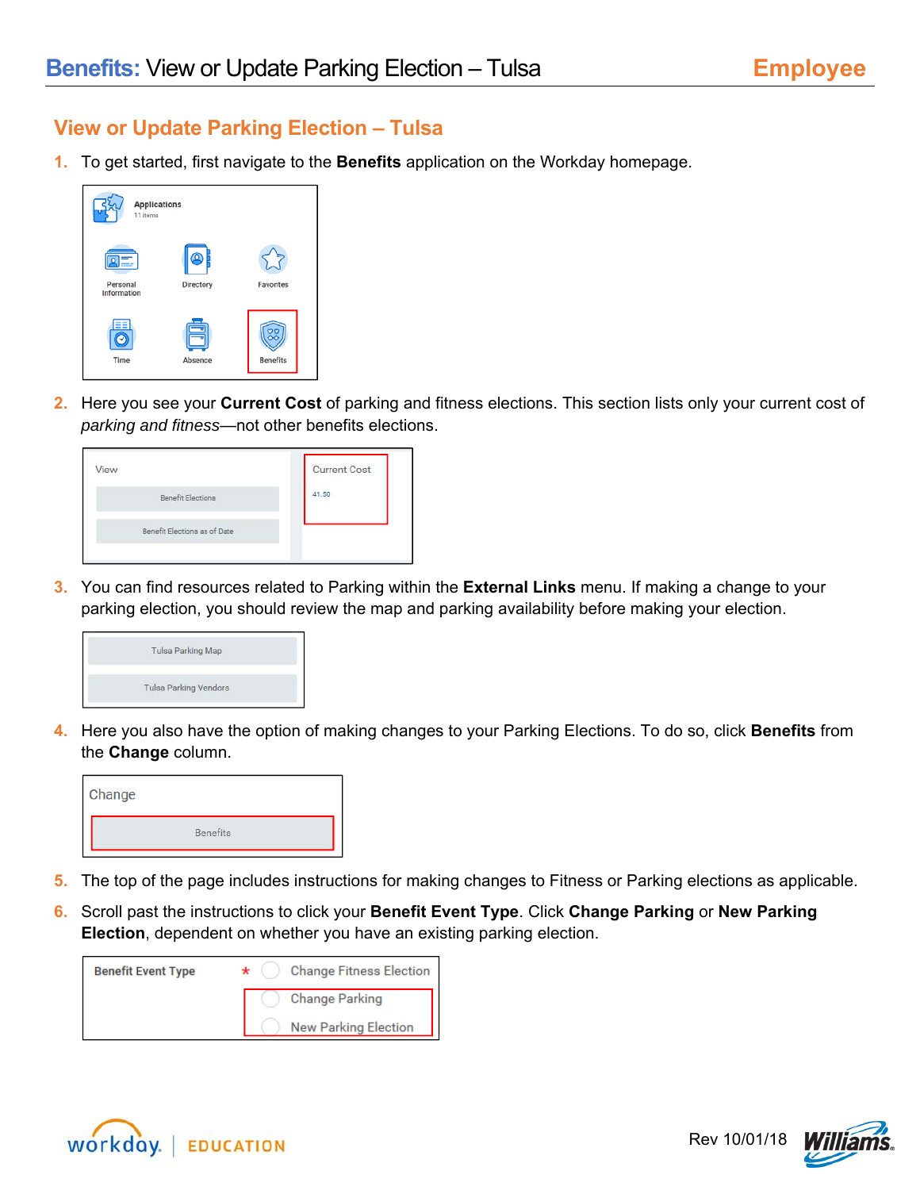# View or Update Parking Election – Tulsa

1. To get started, first navigate to the **Benefits** application on the Workday homepage.

2. Here you see your **Current Cost** of parking and fitness elections. This section lists only your current cost of *parking and fitness*—not other benefits elections.

3. You can find resources related to Parking within the **External Links** menu. If making a change to your parking election, you should review the map and parking availability before making your election.

4. Here you also have the option of making changes to your Parking Elections. To do so, click **Benefits** from the **Change** column.

5. The top of the page includes instructions for making changes to Fitness or Parking elections as applicable.

6. Scroll past the instructions to click your **Benefit Event Type**. Click **Change Parking** or **New Parking Election**, dependent on whether you have an existing parking election.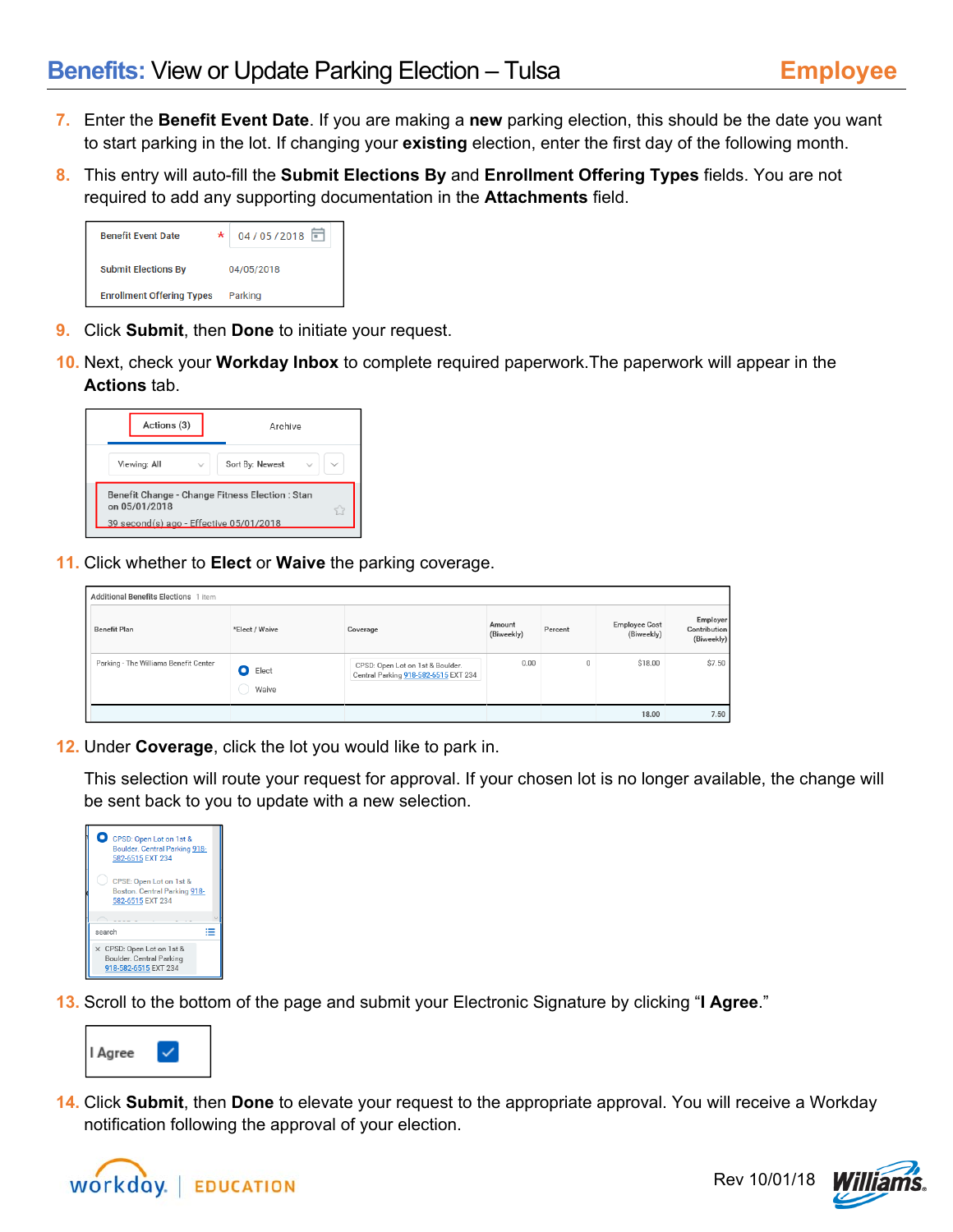# Benefits: View or Update Parking Election – Tulsa

**Employee**

7. Enter the **Benefit Event Date**. If you are making a **new** parking election, this should be the date you want to start parking in the lot. If changing your **existing** election, enter the first day of the following month.

8. This entry will auto-fill the **Submit Elections By** and **Enrollment Offering Types** fields. You are not required to add any supporting documentation in the **Attachments** field.

| | |
|---|---|
| Benefit Event Date * | 04 / 05 /2018 |
| Submit Elections By | 04/05/2018 |
| Enrollment Offering Types | Parking |

9. Click **Submit**, then **Done** to initiate your request.

10. Next, check your **Workday Inbox** to complete required paperwork.The paperwork will appear in the **Actions** tab.

Actions (3) Archive

Viewing: All Sort By: Newest

Benefit Change - Change Fitness Election : Stan on 05/01/2018
39 second(s) ago - Effective 05/01/2018

11. Click whether to **Elect** or **Waive** the parking coverage.

Additional Benefits Elections 1 item

| Benefit Plan | *Elect / Waive | Coverage | Amount (Biweekly) | Percent | Employee Cost (Biweekly) | Employer Contribution (Biweekly) |
|---|---|---|---|---|---|---|
| Parking - The Williams Benefit Center | Elect / Waive | CPSD: Open Lot on 1st & Boulder. Central Parking 918-582-6515 EXT 234 | 0.00 | 0 | $18.00 | $7.50 |
| | | | | | 18.00 | 7.50 |

12. Under **Coverage**, click the lot you would like to park in.

    This selection will route your request for approval. If your chosen lot is no longer available, the change will be sent back to you to update with a new selection.

CPSD: Open Lot on 1st & Boulder. Central Parking 918-582-6515 EXT 234

CPSE: Open Lot on 1st & Boston. Central Parking 918-582-6515 EXT 234

search

× CPSD: Open Lot on 1st & Boulder. Central Parking 918-582-6515 EXT 234

13. Scroll to the bottom of the page and submit your Electronic Signature by clicking "**I Agree**."

I Agree ☑

14. Click **Submit**, then **Done** to elevate your request to the appropriate approval. You will receive a Workday notification following the approval of your election.

workday. | EDUCATION

Rev 10/01/18

Williams.